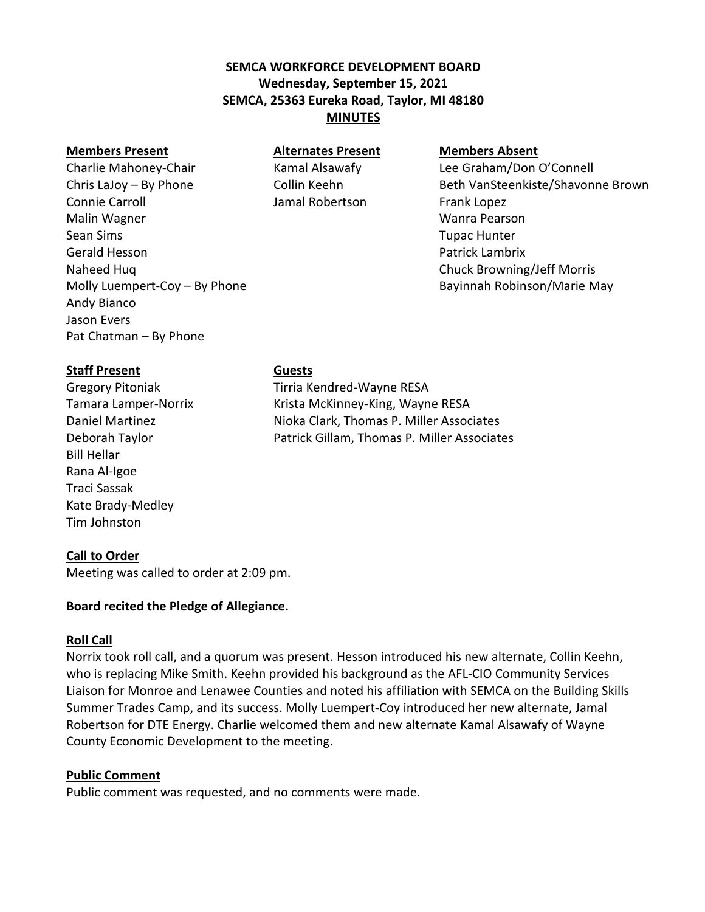**SEMCA WORKFORCE DEVELOPMENT BOARD**
**Wednesday, September 15, 2021**
**SEMCA, 25363 Eureka Road, Taylor, MI 48180**
**MINUTES**

| **Members Present** | **Alternates Present** | **Members Absent** |
|---|---|---|
| Charlie Mahoney-Chair | Kamal Alsawafy | Lee Graham/Don O'Connell |
| Chris LaJoy – By Phone | Collin Keehn | Beth VanSteenkiste/Shavonne Brown |
| Connie Carroll | Jamal Robertson | Frank Lopez |
| Malin Wagner | | Wanra Pearson |
| Sean Sims | | Tupac Hunter |
| Gerald Hesson | | Patrick Lambrix |
| Naheed Huq | | Chuck Browning/Jeff Morris |
| Molly Luempert-Coy – By Phone | | Bayinnah Robinson/Marie May |
| Andy Bianco | | |
| Jason Evers | | |
| Pat Chatman – By Phone | | |

| **Staff Present** | **Guests** |
|---|---|
| Gregory Pitoniak | Tirria Kendred-Wayne RESA |
| Tamara Lamper-Norrix | Krista McKinney-King, Wayne RESA |
| Daniel Martinez | Nioka Clark, Thomas P. Miller Associates |
| Deborah Taylor | Patrick Gillam, Thomas P. Miller Associates |
| Bill Hellar | |
| Rana Al-Igoe | |
| Traci Sassak | |
| Kate Brady-Medley | |
| Tim Johnston | |

**Call to Order**

Meeting was called to order at 2:09 pm.

**Board recited the Pledge of Allegiance.**

**Roll Call**

Norrix took roll call, and a quorum was present. Hesson introduced his new alternate, Collin Keehn, who is replacing Mike Smith. Keehn provided his background as the AFL-CIO Community Services Liaison for Monroe and Lenawee Counties and noted his affiliation with SEMCA on the Building Skills Summer Trades Camp, and its success. Molly Luempert-Coy introduced her new alternate, Jamal Robertson for DTE Energy. Charlie welcomed them and new alternate Kamal Alsawafy of Wayne County Economic Development to the meeting.

**Public Comment**

Public comment was requested, and no comments were made.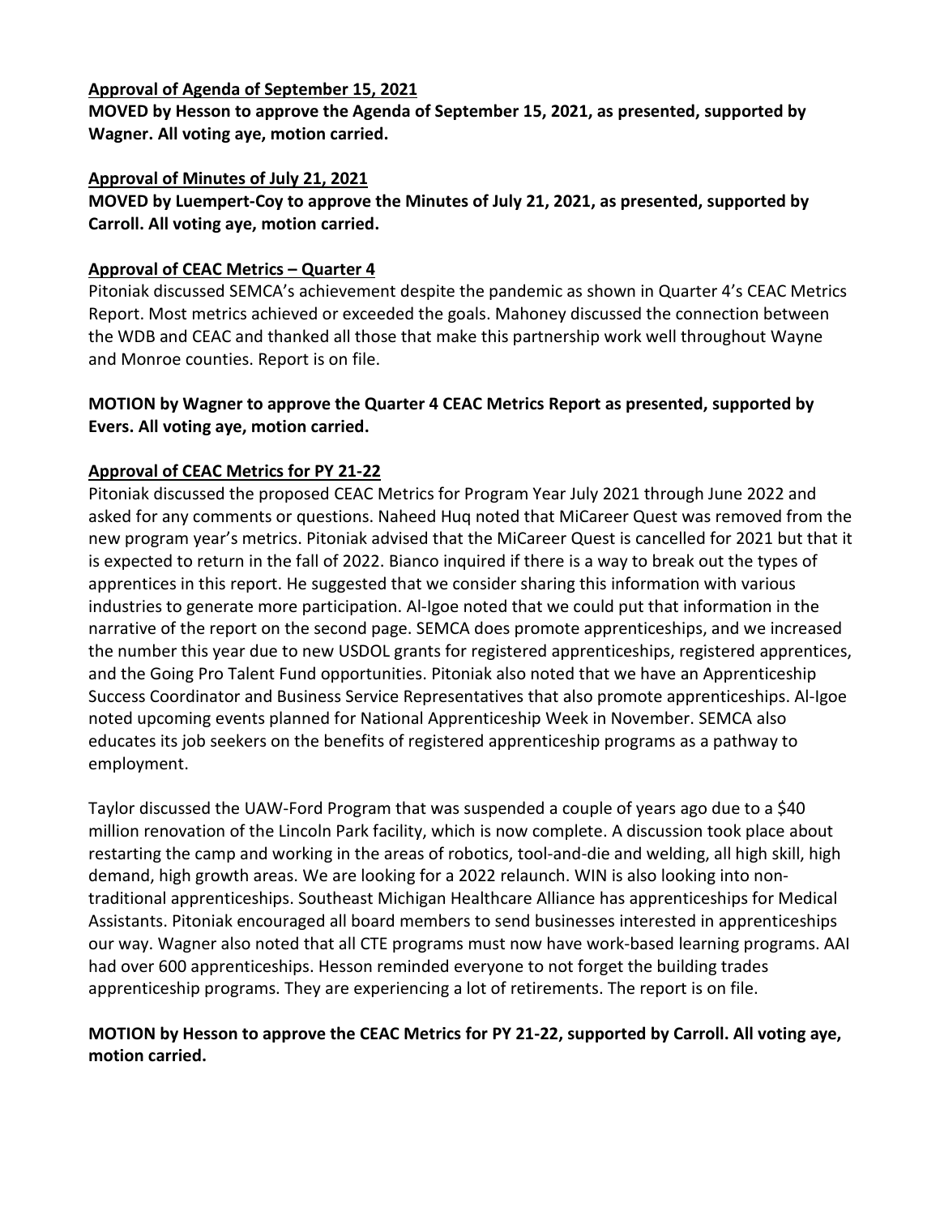**Approval of Agenda of September 15, 2021**

**MOVED by Hesson to approve the Agenda of September 15, 2021, as presented, supported by Wagner. All voting aye, motion carried.**

**Approval of Minutes of July 21, 2021**

**MOVED by Luempert-Coy to approve the Minutes of July 21, 2021, as presented, supported by Carroll. All voting aye, motion carried.**

**Approval of CEAC Metrics – Quarter 4**

Pitoniak discussed SEMCA's achievement despite the pandemic as shown in Quarter 4's CEAC Metrics Report. Most metrics achieved or exceeded the goals. Mahoney discussed the connection between the WDB and CEAC and thanked all those that make this partnership work well throughout Wayne and Monroe counties. Report is on file.

**MOTION by Wagner to approve the Quarter 4 CEAC Metrics Report as presented, supported by Evers. All voting aye, motion carried.**

**Approval of CEAC Metrics for PY 21-22**

Pitoniak discussed the proposed CEAC Metrics for Program Year July 2021 through June 2022 and asked for any comments or questions. Naheed Huq noted that MiCareer Quest was removed from the new program year's metrics. Pitoniak advised that the MiCareer Quest is cancelled for 2021 but that it is expected to return in the fall of 2022. Bianco inquired if there is a way to break out the types of apprentices in this report. He suggested that we consider sharing this information with various industries to generate more participation. Al-Igoe noted that we could put that information in the narrative of the report on the second page. SEMCA does promote apprenticeships, and we increased the number this year due to new USDOL grants for registered apprenticeships, registered apprentices, and the Going Pro Talent Fund opportunities. Pitoniak also noted that we have an Apprenticeship Success Coordinator and Business Service Representatives that also promote apprenticeships. Al-Igoe noted upcoming events planned for National Apprenticeship Week in November. SEMCA also educates its job seekers on the benefits of registered apprenticeship programs as a pathway to employment.

Taylor discussed the UAW-Ford Program that was suspended a couple of years ago due to a $40 million renovation of the Lincoln Park facility, which is now complete. A discussion took place about restarting the camp and working in the areas of robotics, tool-and-die and welding, all high skill, high demand, high growth areas. We are looking for a 2022 relaunch. WIN is also looking into non-traditional apprenticeships. Southeast Michigan Healthcare Alliance has apprenticeships for Medical Assistants. Pitoniak encouraged all board members to send businesses interested in apprenticeships our way. Wagner also noted that all CTE programs must now have work-based learning programs. AAI had over 600 apprenticeships. Hesson reminded everyone to not forget the building trades apprenticeship programs. They are experiencing a lot of retirements. The report is on file.

**MOTION by Hesson to approve the CEAC Metrics for PY 21-22, supported by Carroll. All voting aye, motion carried.**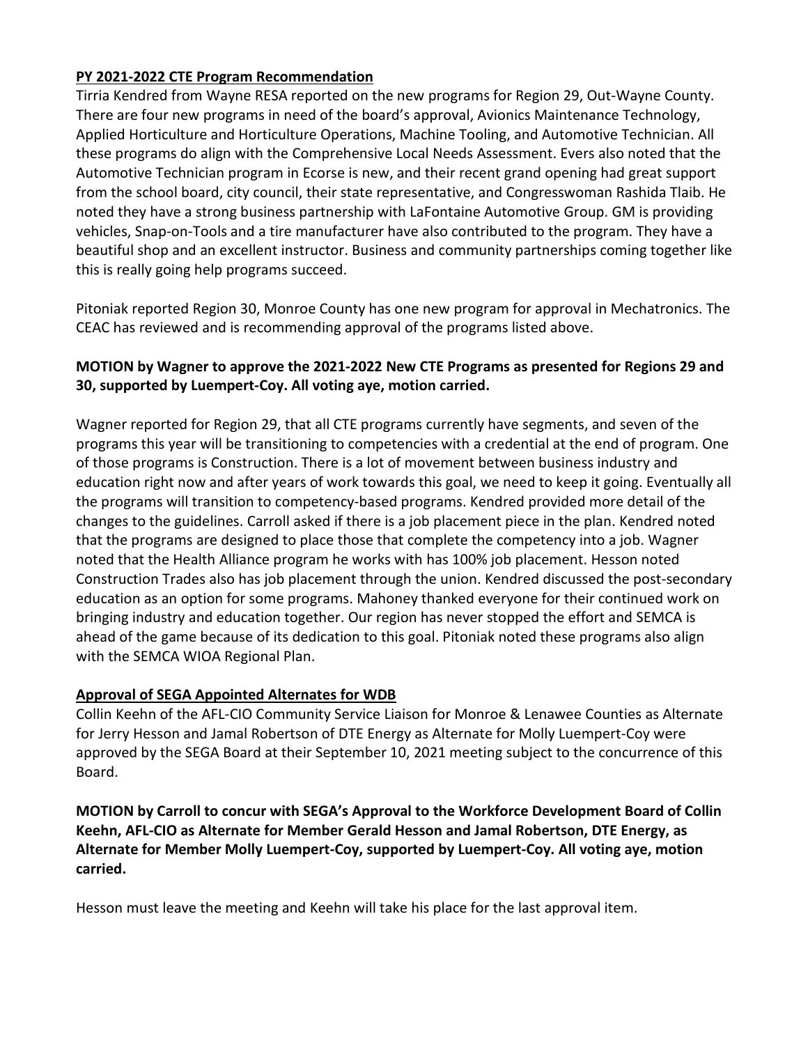**PY 2021-2022 CTE Program Recommendation**

Tirria Kendred from Wayne RESA reported on the new programs for Region 29, Out-Wayne County. There are four new programs in need of the board's approval, Avionics Maintenance Technology, Applied Horticulture and Horticulture Operations, Machine Tooling, and Automotive Technician. All these programs do align with the Comprehensive Local Needs Assessment. Evers also noted that the Automotive Technician program in Ecorse is new, and their recent grand opening had great support from the school board, city council, their state representative, and Congresswoman Rashida Tlaib. He noted they have a strong business partnership with LaFontaine Automotive Group. GM is providing vehicles, Snap-on-Tools and a tire manufacturer have also contributed to the program. They have a beautiful shop and an excellent instructor. Business and community partnerships coming together like this is really going help programs succeed.

Pitoniak reported Region 30, Monroe County has one new program for approval in Mechatronics. The CEAC has reviewed and is recommending approval of the programs listed above.

**MOTION by Wagner to approve the 2021-2022 New CTE Programs as presented for Regions 29 and 30, supported by Luempert-Coy. All voting aye, motion carried.**

Wagner reported for Region 29, that all CTE programs currently have segments, and seven of the programs this year will be transitioning to competencies with a credential at the end of program. One of those programs is Construction. There is a lot of movement between business industry and education right now and after years of work towards this goal, we need to keep it going. Eventually all the programs will transition to competency-based programs. Kendred provided more detail of the changes to the guidelines. Carroll asked if there is a job placement piece in the plan. Kendred noted that the programs are designed to place those that complete the competency into a job. Wagner noted that the Health Alliance program he works with has 100% job placement. Hesson noted Construction Trades also has job placement through the union. Kendred discussed the post-secondary education as an option for some programs. Mahoney thanked everyone for their continued work on bringing industry and education together. Our region has never stopped the effort and SEMCA is ahead of the game because of its dedication to this goal. Pitoniak noted these programs also align with the SEMCA WIOA Regional Plan.

**Approval of SEGA Appointed Alternates for WDB**

Collin Keehn of the AFL-CIO Community Service Liaison for Monroe & Lenawee Counties as Alternate for Jerry Hesson and Jamal Robertson of DTE Energy as Alternate for Molly Luempert-Coy were approved by the SEGA Board at their September 10, 2021 meeting subject to the concurrence of this Board.

**MOTION by Carroll to concur with SEGA's Approval to the Workforce Development Board of Collin Keehn, AFL-CIO as Alternate for Member Gerald Hesson and Jamal Robertson, DTE Energy, as Alternate for Member Molly Luempert-Coy, supported by Luempert-Coy. All voting aye, motion carried.**

Hesson must leave the meeting and Keehn will take his place for the last approval item.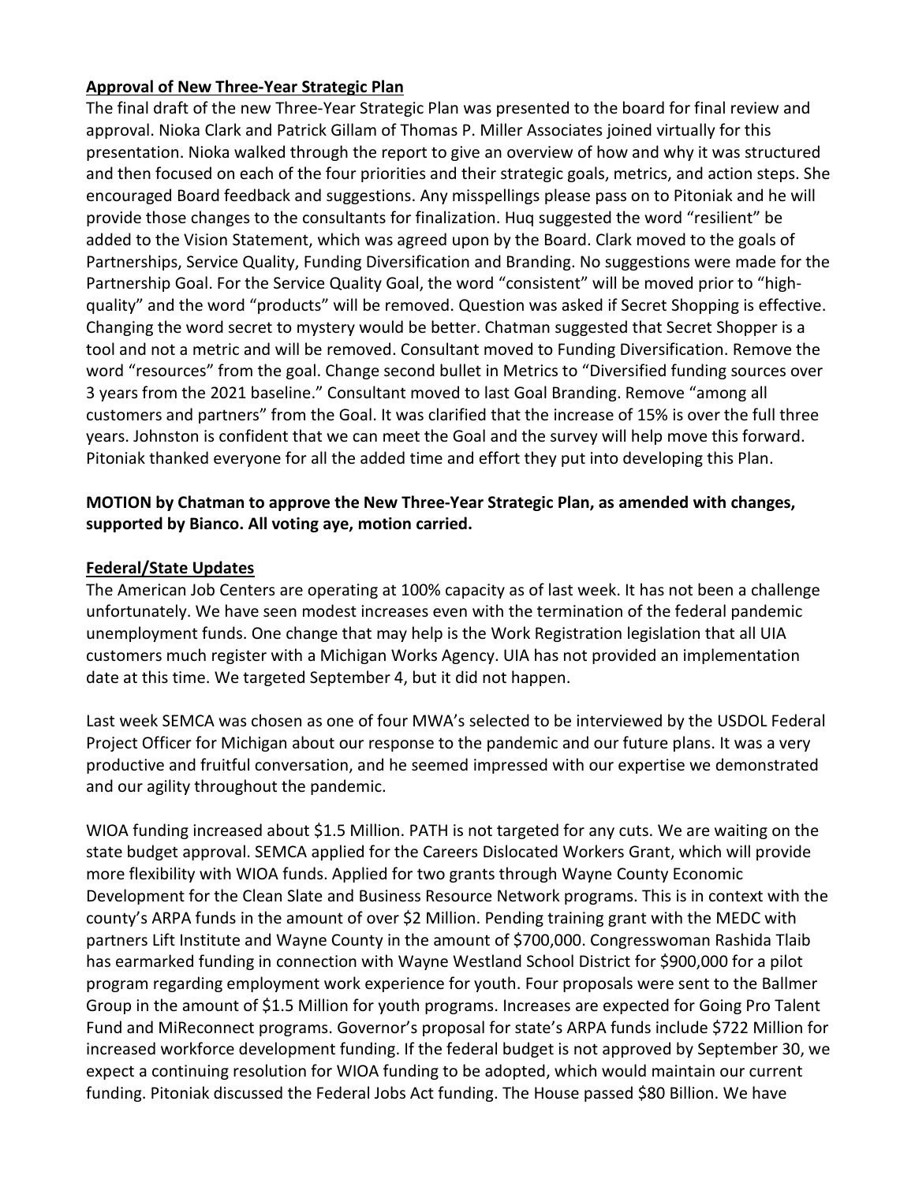**Approval of New Three-Year Strategic Plan**

The final draft of the new Three-Year Strategic Plan was presented to the board for final review and approval. Nioka Clark and Patrick Gillam of Thomas P. Miller Associates joined virtually for this presentation. Nioka walked through the report to give an overview of how and why it was structured and then focused on each of the four priorities and their strategic goals, metrics, and action steps. She encouraged Board feedback and suggestions. Any misspellings please pass on to Pitoniak and he will provide those changes to the consultants for finalization. Huq suggested the word "resilient" be added to the Vision Statement, which was agreed upon by the Board. Clark moved to the goals of Partnerships, Service Quality, Funding Diversification and Branding. No suggestions were made for the Partnership Goal. For the Service Quality Goal, the word "consistent" will be moved prior to "high-quality" and the word "products" will be removed. Question was asked if Secret Shopping is effective. Changing the word secret to mystery would be better. Chatman suggested that Secret Shopper is a tool and not a metric and will be removed. Consultant moved to Funding Diversification. Remove the word "resources" from the goal. Change second bullet in Metrics to "Diversified funding sources over 3 years from the 2021 baseline." Consultant moved to last Goal Branding. Remove "among all customers and partners" from the Goal. It was clarified that the increase of 15% is over the full three years. Johnston is confident that we can meet the Goal and the survey will help move this forward. Pitoniak thanked everyone for all the added time and effort they put into developing this Plan.

**MOTION by Chatman to approve the New Three-Year Strategic Plan, as amended with changes, supported by Bianco. All voting aye, motion carried.**

**Federal/State Updates**

The American Job Centers are operating at 100% capacity as of last week. It has not been a challenge unfortunately. We have seen modest increases even with the termination of the federal pandemic unemployment funds. One change that may help is the Work Registration legislation that all UIA customers much register with a Michigan Works Agency. UIA has not provided an implementation date at this time. We targeted September 4, but it did not happen.

Last week SEMCA was chosen as one of four MWA's selected to be interviewed by the USDOL Federal Project Officer for Michigan about our response to the pandemic and our future plans. It was a very productive and fruitful conversation, and he seemed impressed with our expertise we demonstrated and our agility throughout the pandemic.

WIOA funding increased about $1.5 Million. PATH is not targeted for any cuts. We are waiting on the state budget approval. SEMCA applied for the Careers Dislocated Workers Grant, which will provide more flexibility with WIOA funds. Applied for two grants through Wayne County Economic Development for the Clean Slate and Business Resource Network programs. This is in context with the county's ARPA funds in the amount of over $2 Million. Pending training grant with the MEDC with partners Lift Institute and Wayne County in the amount of $700,000. Congresswoman Rashida Tlaib has earmarked funding in connection with Wayne Westland School District for $900,000 for a pilot program regarding employment work experience for youth. Four proposals were sent to the Ballmer Group in the amount of $1.5 Million for youth programs. Increases are expected for Going Pro Talent Fund and MiReconnect programs. Governor's proposal for state's ARPA funds include $722 Million for increased workforce development funding. If the federal budget is not approved by September 30, we expect a continuing resolution for WIOA funding to be adopted, which would maintain our current funding. Pitoniak discussed the Federal Jobs Act funding. The House passed $80 Billion. We have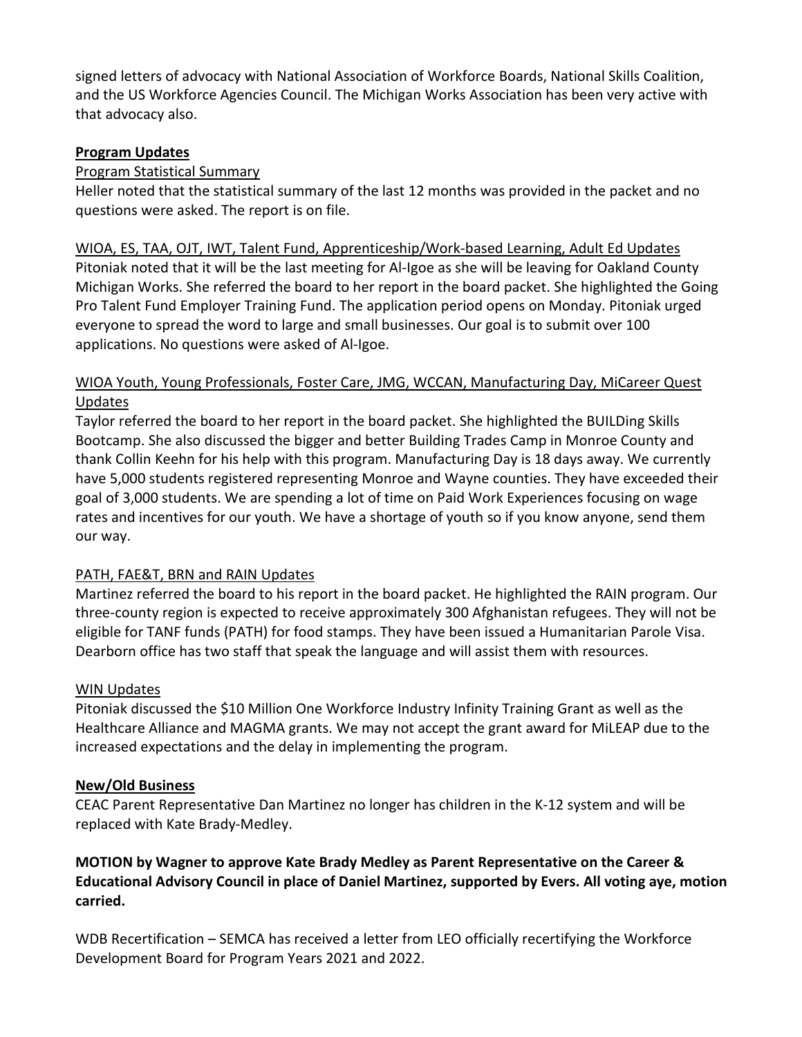signed letters of advocacy with National Association of Workforce Boards, National Skills Coalition, and the US Workforce Agencies Council. The Michigan Works Association has been very active with that advocacy also.

**Program Updates**

Program Statistical Summary

Heller noted that the statistical summary of the last 12 months was provided in the packet and no questions were asked. The report is on file.

WIOA, ES, TAA, OJT, IWT, Talent Fund, Apprenticeship/Work-based Learning, Adult Ed Updates

Pitoniak noted that it will be the last meeting for Al-Igoe as she will be leaving for Oakland County Michigan Works. She referred the board to her report in the board packet. She highlighted the Going Pro Talent Fund Employer Training Fund. The application period opens on Monday. Pitoniak urged everyone to spread the word to large and small businesses. Our goal is to submit over 100 applications. No questions were asked of Al-Igoe.

WIOA Youth, Young Professionals, Foster Care, JMG, WCCAN, Manufacturing Day, MiCareer Quest Updates

Taylor referred the board to her report in the board packet. She highlighted the BUILDing Skills Bootcamp. She also discussed the bigger and better Building Trades Camp in Monroe County and thank Collin Keehn for his help with this program. Manufacturing Day is 18 days away. We currently have 5,000 students registered representing Monroe and Wayne counties. They have exceeded their goal of 3,000 students. We are spending a lot of time on Paid Work Experiences focusing on wage rates and incentives for our youth. We have a shortage of youth so if you know anyone, send them our way.

PATH, FAE&T, BRN and RAIN Updates

Martinez referred the board to his report in the board packet. He highlighted the RAIN program. Our three-county region is expected to receive approximately 300 Afghanistan refugees. They will not be eligible for TANF funds (PATH) for food stamps. They have been issued a Humanitarian Parole Visa. Dearborn office has two staff that speak the language and will assist them with resources.

WIN Updates

Pitoniak discussed the $10 Million One Workforce Industry Infinity Training Grant as well as the Healthcare Alliance and MAGMA grants. We may not accept the grant award for MiLEAP due to the increased expectations and the delay in implementing the program.

**New/Old Business**

CEAC Parent Representative Dan Martinez no longer has children in the K-12 system and will be replaced with Kate Brady-Medley.

**MOTION by Wagner to approve Kate Brady Medley as Parent Representative on the Career & Educational Advisory Council in place of Daniel Martinez, supported by Evers. All voting aye, motion carried.**

WDB Recertification – SEMCA has received a letter from LEO officially recertifying the Workforce Development Board for Program Years 2021 and 2022.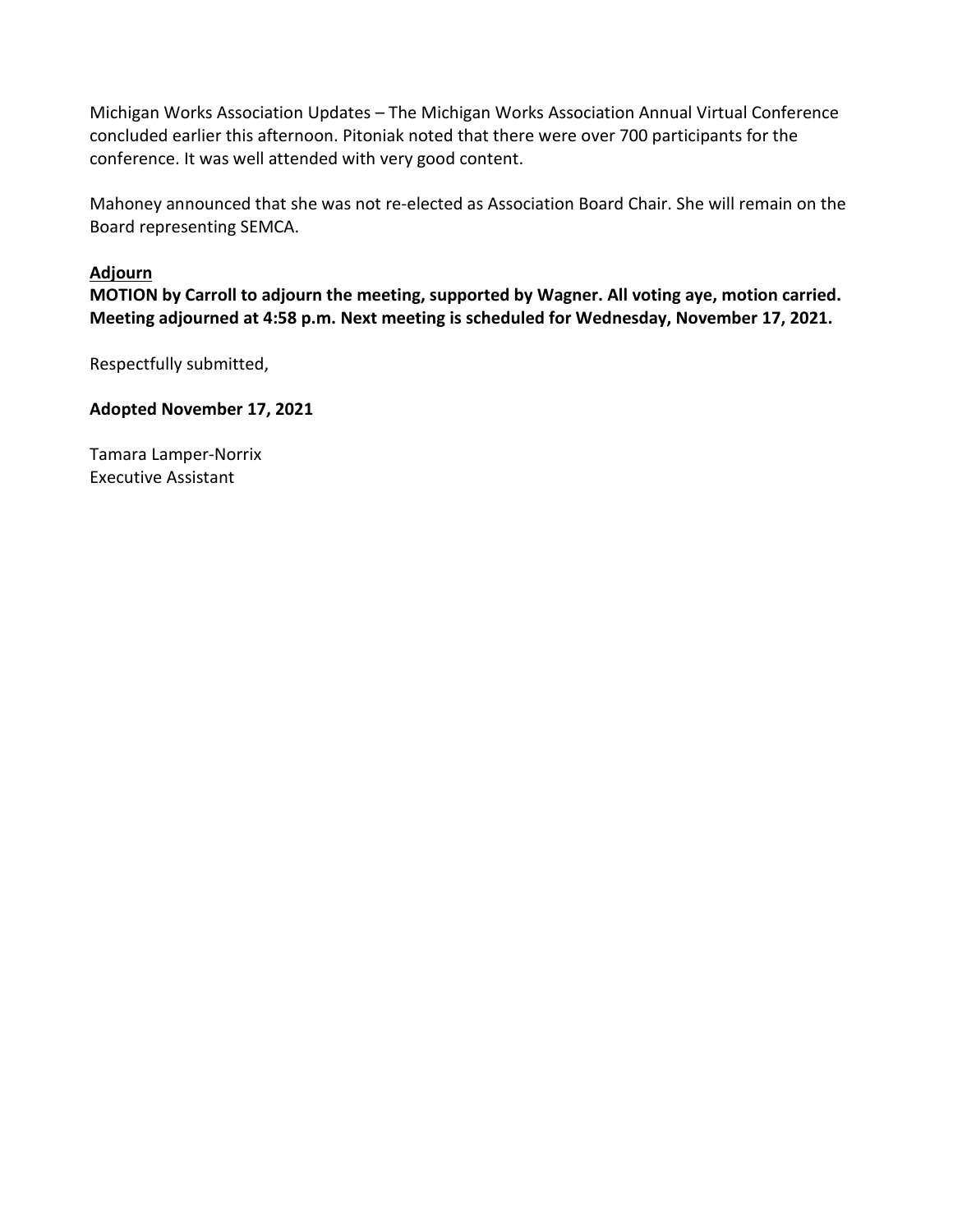Michigan Works Association Updates – The Michigan Works Association Annual Virtual Conference concluded earlier this afternoon. Pitoniak noted that there were over 700 participants for the conference. It was well attended with very good content.

Mahoney announced that she was not re-elected as Association Board Chair. She will remain on the Board representing SEMCA.

**Adjourn**

**MOTION by Carroll to adjourn the meeting, supported by Wagner. All voting aye, motion carried. Meeting adjourned at 4:58 p.m. Next meeting is scheduled for Wednesday, November 17, 2021.**

Respectfully submitted,

**Adopted November 17, 2021**

Tamara Lamper-Norrix
Executive Assistant